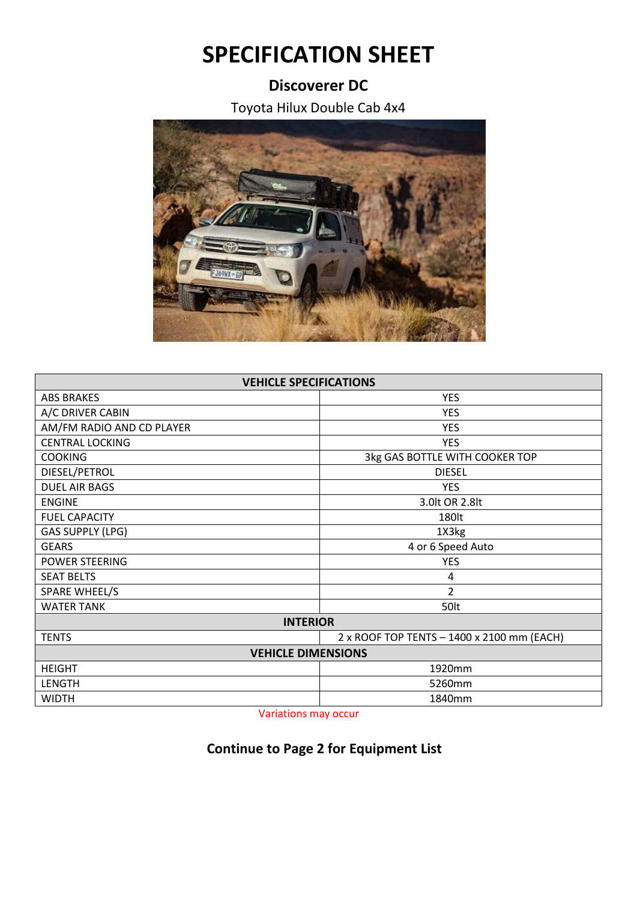# SPECIFICATION SHEET

## Discoverer DC

Toyota Hilux Double Cab 4x4

| VEHICLE SPECIFICATIONS | |
|---|---|
| ABS BRAKES | YES |
| A/C DRIVER CABIN | YES |
| AM/FM RADIO AND CD PLAYER | YES |
| CENTRAL LOCKING | YES |
| COOKING | 3kg GAS BOTTLE WITH COOKER TOP |
| DIESEL/PETROL | DIESEL |
| DUEL AIR BAGS | YES |
| ENGINE | 3.0lt OR 2.8lt |
| FUEL CAPACITY | 180lt |
| GAS SUPPLY (LPG) | 1X3kg |
| GEARS | 4 or 6 Speed Auto |
| POWER STEERING | YES |
| SEAT BELTS | 4 |
| SPARE WHEEL/S | 2 |
| WATER TANK | 50lt |
| **INTERIOR** | |
| TENTS | 2 x ROOF TOP TENTS – 1400 x 2100 mm (EACH) |
| **VEHICLE DIMENSIONS** | |
| HEIGHT | 1920mm |
| LENGTH | 5260mm |
| WIDTH | 1840mm |

Variations may occur

**Continue to Page 2 for Equipment List**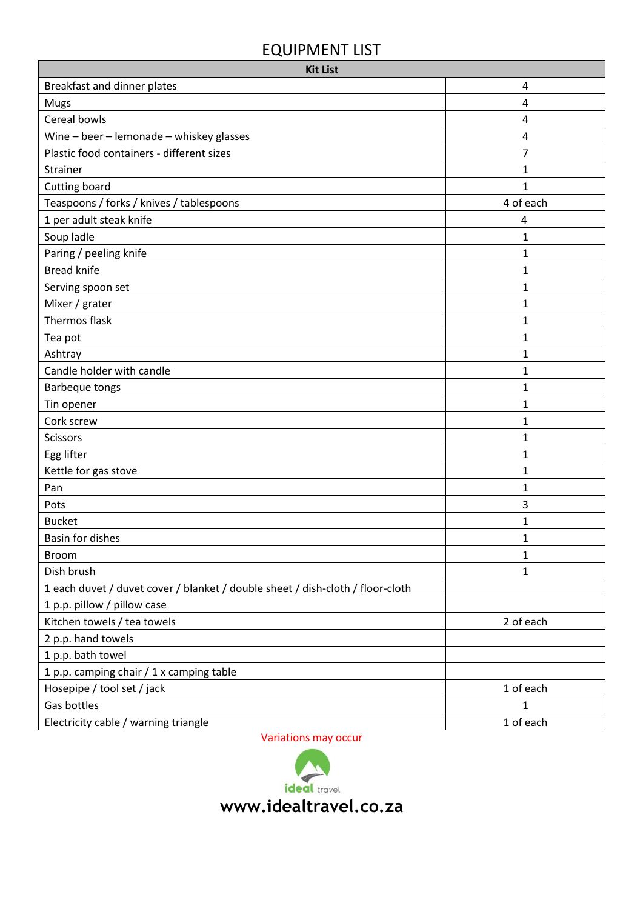# EQUIPMENT LIST

| Kit List | |
|---|---|
| Breakfast and dinner plates | 4 |
| Mugs | 4 |
| Cereal bowls | 4 |
| Wine – beer – lemonade – whiskey glasses | 4 |
| Plastic food containers - different sizes | 7 |
| Strainer | 1 |
| Cutting board | 1 |
| Teaspoons / forks / knives / tablespoons | 4 of each |
| 1 per adult steak knife | 4 |
| Soup ladle | 1 |
| Paring / peeling knife | 1 |
| Bread knife | 1 |
| Serving spoon set | 1 |
| Mixer / grater | 1 |
| Thermos flask | 1 |
| Tea pot | 1 |
| Ashtray | 1 |
| Candle holder with candle | 1 |
| Barbeque tongs | 1 |
| Tin opener | 1 |
| Cork screw | 1 |
| Scissors | 1 |
| Egg lifter | 1 |
| Kettle for gas stove | 1 |
| Pan | 1 |
| Pots | 3 |
| Bucket | 1 |
| Basin for dishes | 1 |
| Broom | 1 |
| Dish brush | 1 |
| 1 each duvet / duvet cover / blanket / double sheet / dish-cloth / floor-cloth | |
| 1 p.p. pillow / pillow case | |
| Kitchen towels / tea towels | 2 of each |
| 2 p.p. hand towels | |
| 1 p.p. bath towel | |
| 1 p.p. camping chair / 1 x camping table | |
| Hosepipe / tool set / jack | 1 of each |
| Gas bottles | 1 |
| Electricity cable / warning triangle | 1 of each |

Variations may occur

ideal travel

**www.idealtravel.co.za**